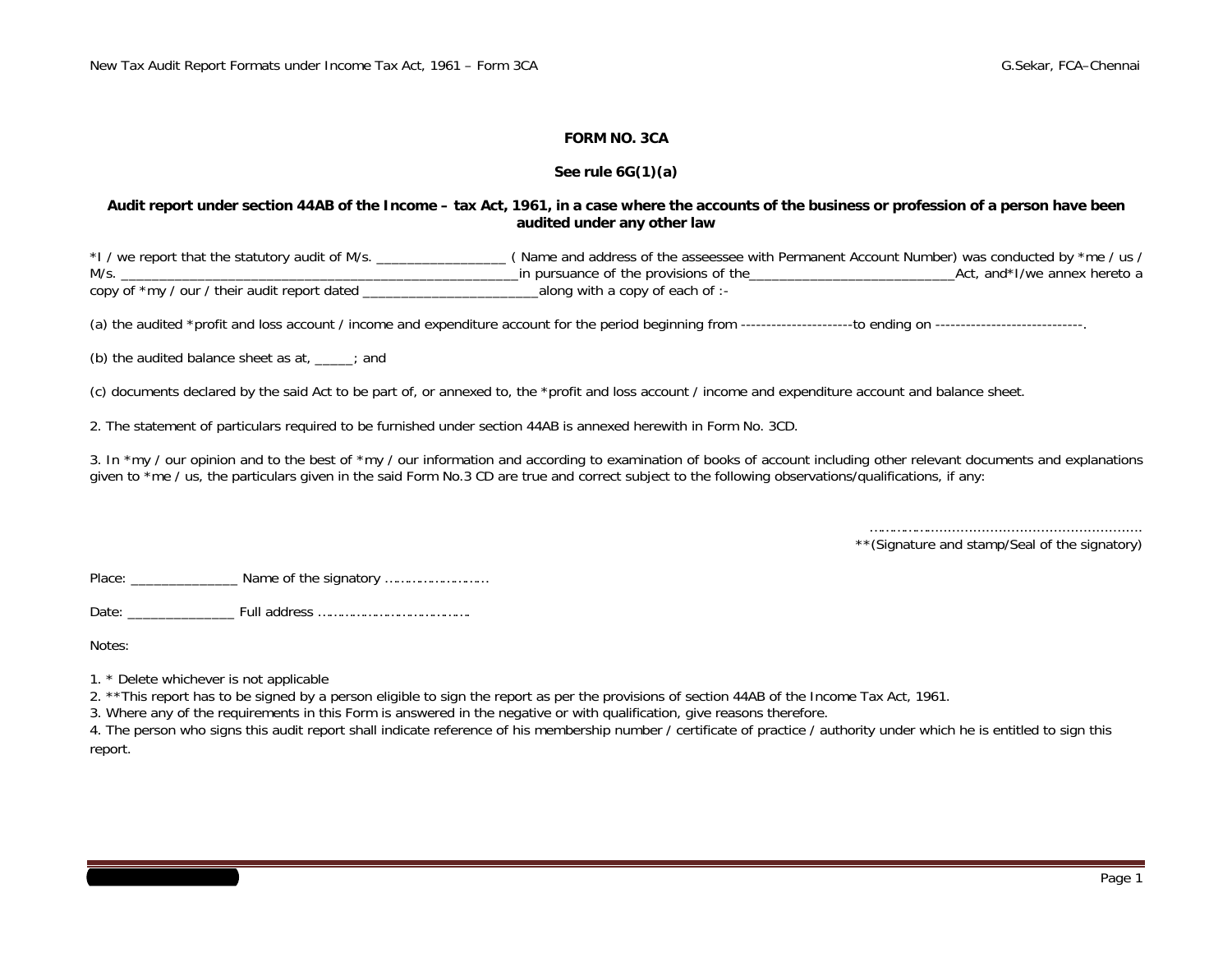# FORM NO. 3CA

## See rule 6G(1)(a)

### Audit report under section 44AB of the Income – tax Act, 1961, in a case where the accounts of the business or profession of a person have been audited under any other law

*I / we report that the statutory audit of M/s. _________________ ( Name and address of the asseessee with Permanent Account Number) was conducted by *me / us / M/s. _____________________________________________________in pursuance of the provisions of the___________________________Act, and*I/we annex hereto a copy of *my / our / their audit report dated _______________________along with a copy of each of :-

(a) the audited *profit and loss account / income and expenditure account for the period beginning from ----------------------to ending on -----------------------------.

(b) the audited balance sheet as at, _____; and

(c) documents declared by the said Act to be part of, or annexed to, the *profit and loss account / income and expenditure account and balance sheet.

2. The statement of particulars required to be furnished under section 44AB is annexed herewith in Form No. 3CD.

3. In *my / our opinion and to the best of *my / our information and according to examination of books of account including other relevant documents and explanations given to *me / us, the particulars given in the said Form No.3 CD are true and correct subject to the following observations/qualifications, if any:

……………………………………………………………
**(Signature and stamp/Seal of the signatory)

Place: ______________ Name of the signatory ……………………

Date: ______________ Full address ………………………………

Notes:

1. * Delete whichever is not applicable
2. **This report has to be signed by a person eligible to sign the report as per the provisions of section 44AB of the Income Tax Act, 1961.
3. Where any of the requirements in this Form is answered in the negative or with qualification, give reasons therefore.
4. The person who signs this audit report shall indicate reference of his membership number / certificate of practice / authority under which he is entitled to sign this report.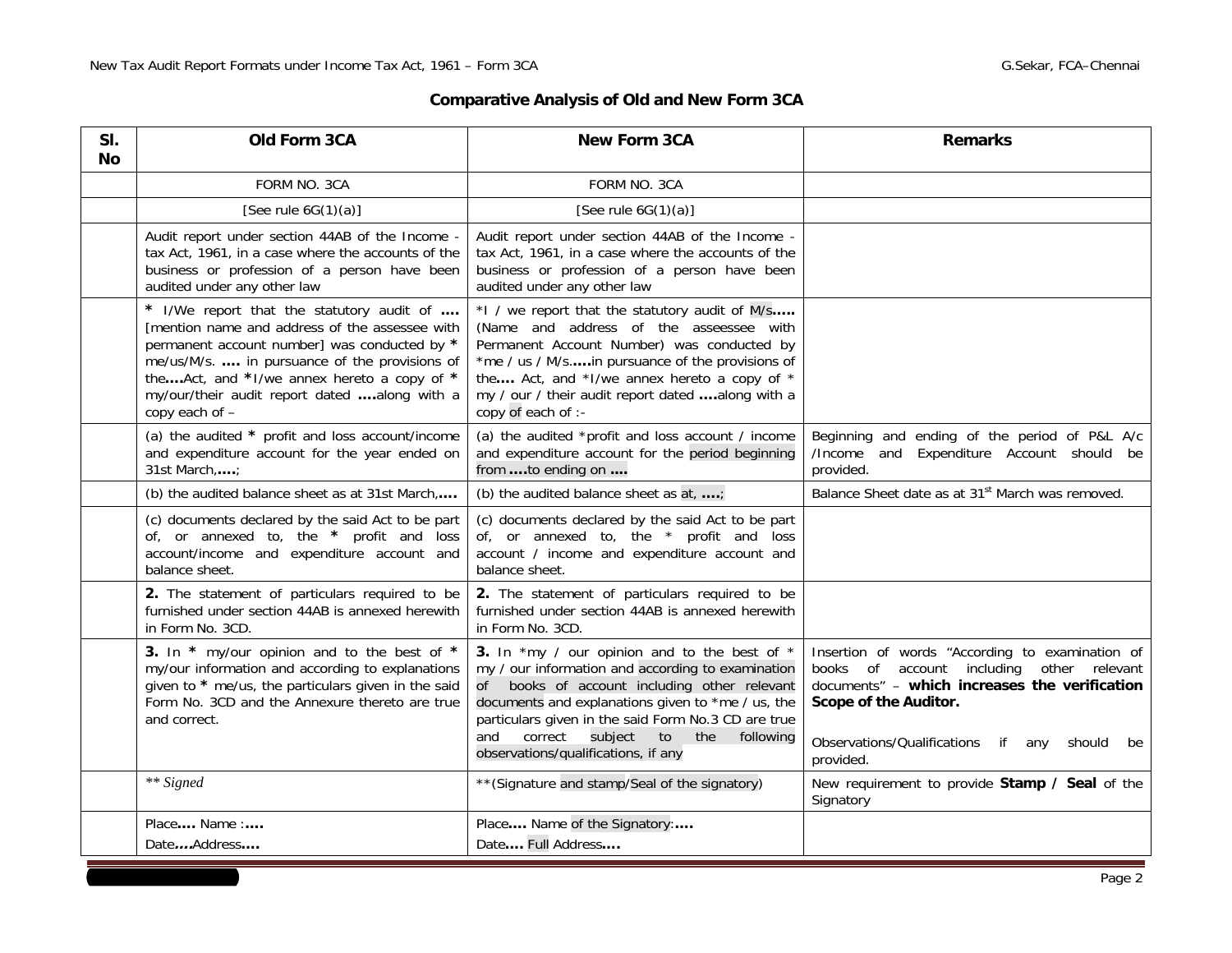## Comparative Analysis of Old and New Form 3CA

| Sl. No | Old Form 3CA | New Form 3CA | Remarks |
|---|---|---|---|
| | FORM NO. 3CA | FORM NO. 3CA | |
| | [See rule 6G(1)(a)] | [See rule 6G(1)(a)] | |
| | Audit report under section 44AB of the Income - tax Act, 1961, in a case where the accounts of the business or profession of a person have been audited under any other law | Audit report under section 44AB of the Income - tax Act, 1961, in a case where the accounts of the business or profession of a person have been audited under any other law | |
| | * I/We report that the statutory audit of **....** [mention name and address of the assessee with permanent account number] was conducted by * me/us/M/s. **....** in pursuance of the provisions of the**....**Act, and *I/we annex hereto a copy of * my/our/their audit report dated **....**along with a copy each of – | *I / we report that the statutory audit of M/s**.....** (Name and address of the asseessee with Permanent Account Number) was conducted by *me / us / M/s.**.....**in pursuance of the provisions of the**....** Act, and *I/we annex hereto a copy of * my / our / their audit report dated **....**along with a copy of each of :- | |
| | (a) the audited * profit and loss account/income and expenditure account for the year ended on 31st March,**....**; | (a) the audited *profit and loss account / income and expenditure account for the period beginning from **....**to ending on **....** | Beginning and ending of the period of P&L A/c /Income and Expenditure Account should be provided. |
| | (b) the audited balance sheet as at 31st March,**....** | (b) the audited balance sheet as at, **....**; | Balance Sheet date as at 31st March was removed. |
| | (c) documents declared by the said Act to be part of, or annexed to, the * profit and loss account/income and expenditure account and balance sheet. | (c) documents declared by the said Act to be part of, or annexed to, the * profit and loss account / income and expenditure account and balance sheet. | |
| | **2.** The statement of particulars required to be furnished under section 44AB is annexed herewith in Form No. 3CD. | **2.** The statement of particulars required to be furnished under section 44AB is annexed herewith in Form No. 3CD. | |
| | **3.** In * my/our opinion and to the best of * my/our information and according to explanations given to * me/us, the particulars given in the said Form No. 3CD and the Annexure thereto are true and correct. | **3.** In *my / our opinion and to the best of * my / our information and according to examination of books of account including other relevant documents and explanations given to *me / us, the particulars given in the said Form No.3 CD are true and correct subject to the following observations/qualifications, if any | Insertion of words "According to examination of books of account including other relevant documents" – **which increases the verification Scope of the Auditor.**<br><br>Observations/Qualifications if any should be provided. |
| | *\*\* Signed* | **(Signature and stamp/Seal of the signatory) | New requirement to provide **Stamp / Seal** of the Signatory |
| | Place**....** Name :**....**<br>Date**....**Address**....** | Place**....** Name of the Signatory:**....**<br>Date**....** Full Address**....** | |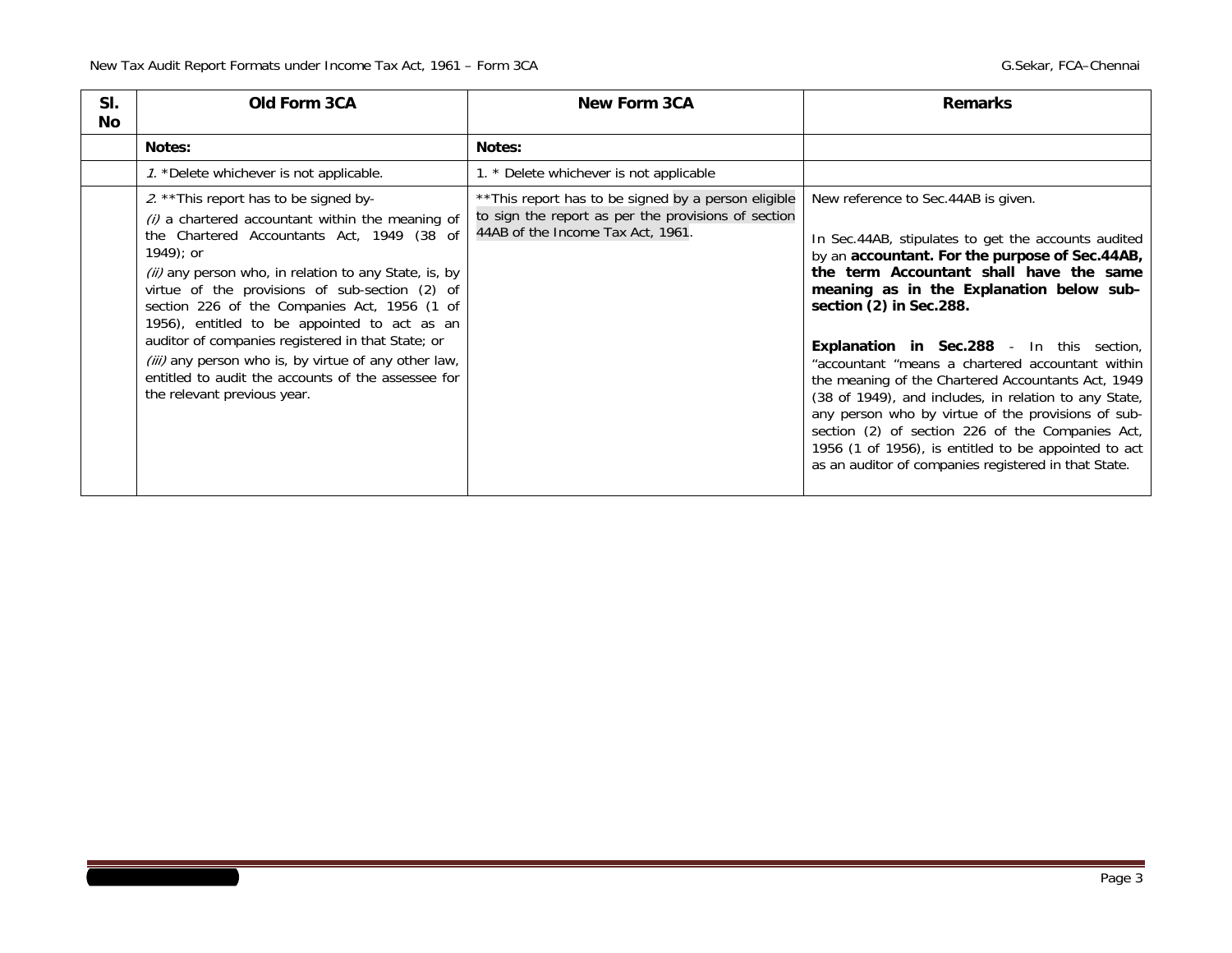| Sl. No | Old Form 3CA | New Form 3CA | Remarks |
|---|---|---|---|
| | **Notes:** | **Notes:** | |
| | *1.* *Delete whichever is not applicable. | 1. * Delete whichever is not applicable | |
| | *2.* **This report has to be signed by-<br>*(i)* a chartered accountant within the meaning of the Chartered Accountants Act, 1949 (38 of 1949); or<br>*(ii)* any person who, in relation to any State, is, by virtue of the provisions of sub-section (2) of section 226 of the Companies Act, 1956 (1 of 1956), entitled to be appointed to act as an auditor of companies registered in that State; or<br>*(iii)* any person who is, by virtue of any other law, entitled to audit the accounts of the assessee for the relevant previous year. | **This report has to be signed by a person eligible to sign the report as per the provisions of section 44AB of the Income Tax Act, 1961. | New reference to Sec.44AB is given.<br><br>In Sec.44AB, stipulates to get the accounts audited by an **accountant. For the purpose of Sec.44AB, the term Accountant shall have the same meaning as in the Explanation below sub-section (2) in Sec.288.**<br><br>**Explanation in Sec.288** - In this section, "accountant "means a chartered accountant within the meaning of the Chartered Accountants Act, 1949 (38 of 1949), and includes, in relation to any State, any person who by virtue of the provisions of sub-section (2) of section 226 of the Companies Act, 1956 (1 of 1956), is entitled to be appointed to act as an auditor of companies registered in that State. |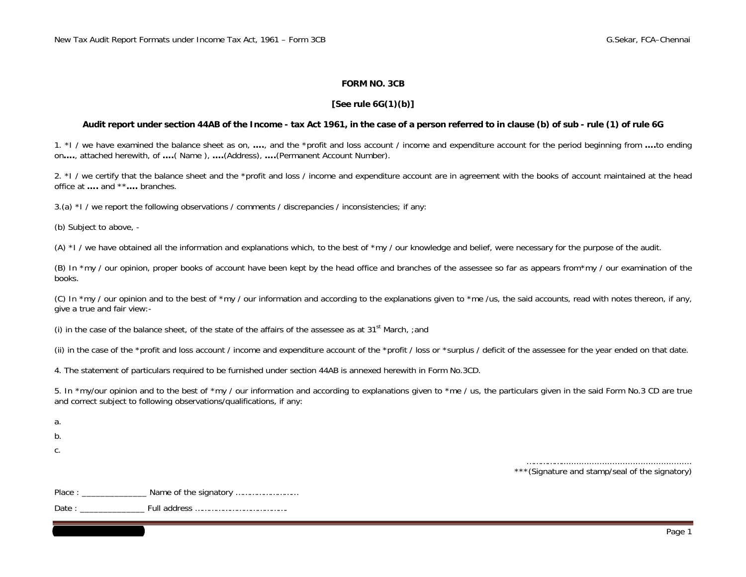# FORM NO. 3CB

## [See rule 6G(1)(b)]

### Audit report under section 44AB of the Income - tax Act 1961, in the case of a person referred to in clause (b) of sub - rule (1) of rule 6G

1. *I / we have examined the balance sheet as on, **....**, and the *profit and loss account / income and expenditure account for the period beginning from **....**to ending on**....**, attached herewith, of **....**( Name ), **....**(Address), **....**(Permanent Account Number).

2. *I / we certify that the balance sheet and the *profit and loss / income and expenditure account are in agreement with the books of account maintained at the head office at **....** and ****....** branches.

3.(a) *I / we report the following observations / comments / discrepancies / inconsistencies; if any:

(b) Subject to above, -

(A) *I / we have obtained all the information and explanations which, to the best of *my / our knowledge and belief, were necessary for the purpose of the audit.

(B) In *my / our opinion, proper books of account have been kept by the head office and branches of the assessee so far as appears from*my / our examination of the books.

(C) In *my / our opinion and to the best of *my / our information and according to the explanations given to *me /us, the said accounts, read with notes thereon, if any, give a true and fair view:-

(i) in the case of the balance sheet, of the state of the affairs of the assessee as at 31st March, ;and

(ii) in the case of the *profit and loss account / income and expenditure account of the *profit / loss or *surplus / deficit of the assessee for the year ended on that date.

4. The statement of particulars required to be furnished under section 44AB is annexed herewith in Form No.3CD.

5. In *my/our opinion and to the best of *my / our information and according to explanations given to *me / us, the particulars given in the said Form No.3 CD are true and correct subject to following observations/qualifications, if any:

a.

b.

c.

……………………………………………………………
***(Signature and stamp/seal of the signatory)

Place : ______________ Name of the signatory ……………………

Date : ______________ Full address …………………………………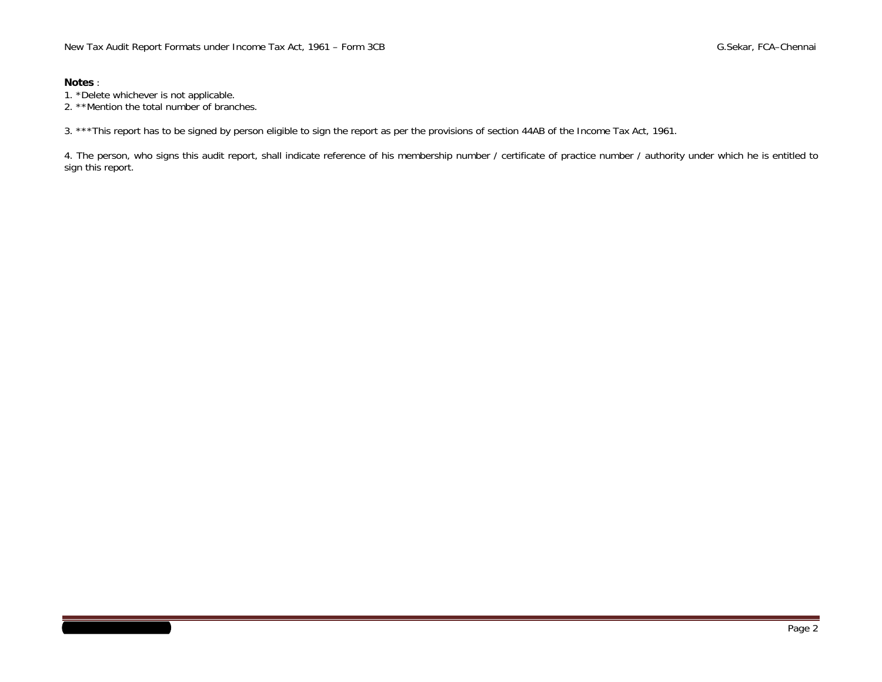**Notes** :

1. *Delete whichever is not applicable.
2. **Mention the total number of branches.
3. ***This report has to be signed by person eligible to sign the report as per the provisions of section 44AB of the Income Tax Act, 1961.
4. The person, who signs this audit report, shall indicate reference of his membership number / certificate of practice number / authority under which he is entitled to sign this report.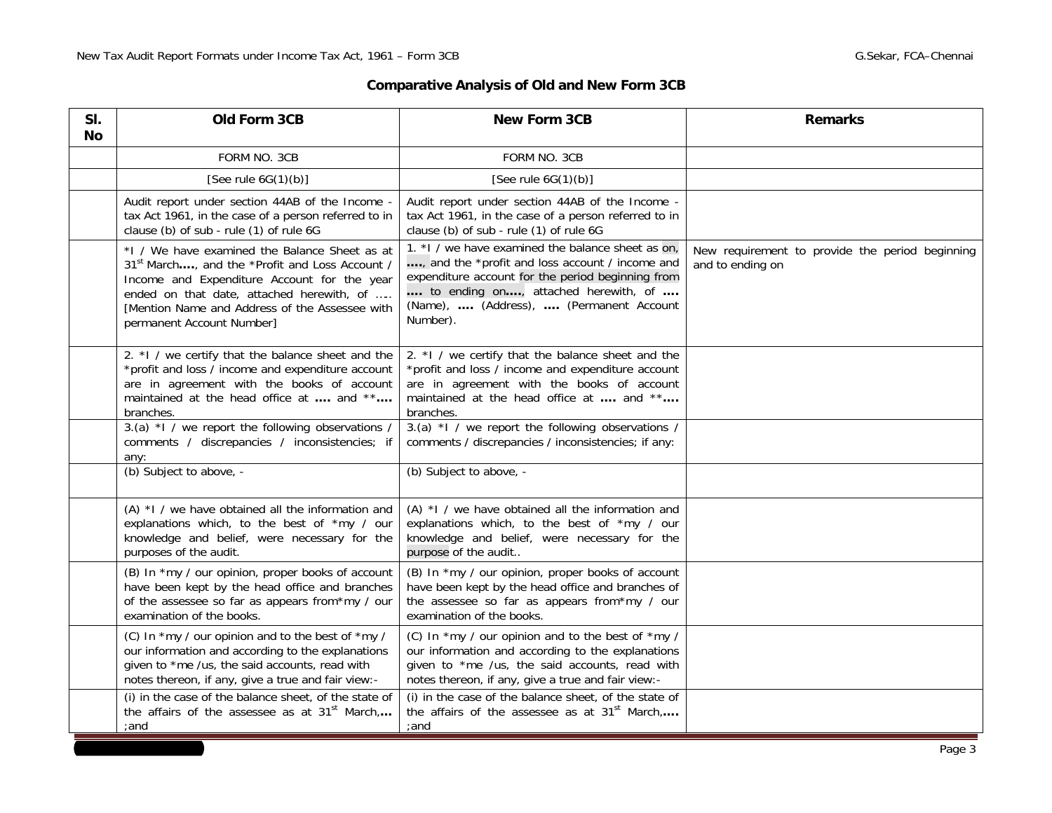## Comparative Analysis of Old and New Form 3CB

| Sl. No | Old Form 3CB | New Form 3CB | Remarks |
|---|---|---|---|
| | FORM NO. 3CB | FORM NO. 3CB | |
| | [See rule 6G(1)(b)] | [See rule 6G(1)(b)] | |
| | Audit report under section 44AB of the Income - tax Act 1961, in the case of a person referred to in clause (b) of sub - rule (1) of rule 6G | Audit report under section 44AB of the Income - tax Act 1961, in the case of a person referred to in clause (b) of sub - rule (1) of rule 6G | |
| | *I / We have examined the Balance Sheet as at 31st March**....**, and the *Profit and Loss Account / Income and Expenditure Account for the year ended on that date, attached herewith, of .... [Mention Name and Address of the Assessee with permanent Account Number] | 1. *I / we have examined the balance sheet as on, **....**, and the *profit and loss account / income and expenditure account for the period beginning from **....** to ending on**....**, attached herewith, of **....** (Name), **....** (Address), **....** (Permanent Account Number). | New requirement to provide the period beginning and to ending on |
| | 2. *I / we certify that the balance sheet and the *profit and loss / income and expenditure account are in agreement with the books of account maintained at the head office at **....** and **\*\*....** branches. | 2. *I / we certify that the balance sheet and the *profit and loss / income and expenditure account are in agreement with the books of account maintained at the head office at **....** and **\*\*....** branches. | |
| | 3.(a) *I / we report the following observations / comments / discrepancies / inconsistencies; if any: | 3.(a) *I / we report the following observations / comments / discrepancies / inconsistencies; if any: | |
| | (b) Subject to above, - | (b) Subject to above, - | |
| | (A) *I / we have obtained all the information and explanations which, to the best of *my / our knowledge and belief, were necessary for the purposes of the audit. | (A) *I / we have obtained all the information and explanations which, to the best of *my / our knowledge and belief, were necessary for the purpose of the audit.. | |
| | (B) In *my / our opinion, proper books of account have been kept by the head office and branches of the assessee so far as appears from*my / our examination of the books. | (B) In *my / our opinion, proper books of account have been kept by the head office and branches of the assessee so far as appears from*my / our examination of the books. | |
| | (C) In *my / our opinion and to the best of *my / our information and according to the explanations given to *me /us, the said accounts, read with notes thereon, if any, give a true and fair view:- | (C) In *my / our opinion and to the best of *my / our information and according to the explanations given to *me /us, the said accounts, read with notes thereon, if any, give a true and fair view:- | |
| | (i) in the case of the balance sheet, of the state of the affairs of the assessee as at 31st March,**...** ;and | (i) in the case of the balance sheet, of the state of the affairs of the assessee as at 31st March,**....** ;and | |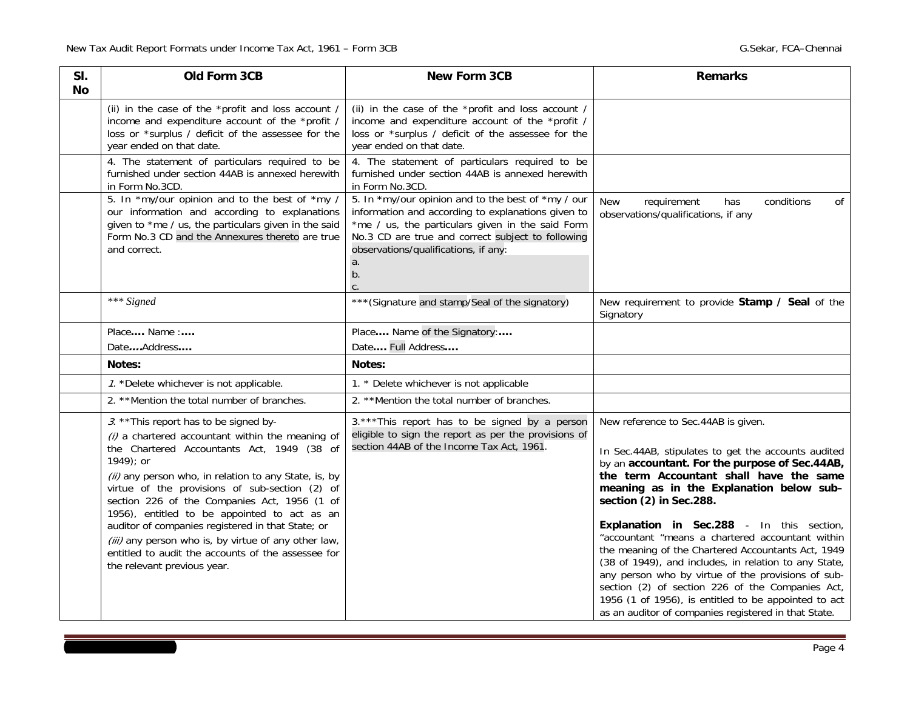| Sl. No | Old Form 3CB | New Form 3CB | Remarks |
|---|---|---|---|
| | (ii) in the case of the *profit and loss account / income and expenditure account of the *profit / loss or *surplus / deficit of the assessee for the year ended on that date. | (ii) in the case of the *profit and loss account / income and expenditure account of the *profit / loss or *surplus / deficit of the assessee for the year ended on that date. | |
| | 4. The statement of particulars required to be furnished under section 44AB is annexed herewith in Form No.3CD. | 4. The statement of particulars required to be furnished under section 44AB is annexed herewith in Form No.3CD. | |
| | 5. In *my/our opinion and to the best of *my / our information and according to explanations given to *me / us, the particulars given in the said Form No.3 CD and the Annexures thereto are true and correct. | 5. In *my/our opinion and to the best of *my / our information and according to explanations given to *me / us, the particulars given in the said Form No.3 CD are true and correct subject to following observations/qualifications, if any:<br>a.<br>b.<br>c. | New requirement has conditions of observations/qualifications, if any |
| | *** *Signed* | ***(Signature and stamp/Seal of the signatory) | New requirement to provide **Stamp / Seal** of the Signatory |
| | Place**....** Name :**....**<br>Date***....***Address**....** | Place**....** Name of the Signatory:**....**<br>Date**....** Full Address**....** | |
| | **Notes:** | **Notes:** | |
| | *1.* *Delete whichever is not applicable. | 1. * Delete whichever is not applicable | |
| | 2. **Mention the total number of branches. | 2. **Mention the total number of branches. | |
| | *3.* **This report has to be signed by-<br>*(i)* a chartered accountant within the meaning of the Chartered Accountants Act, 1949 (38 of 1949); or<br>*(ii)* any person who, in relation to any State, is, by virtue of the provisions of sub-section (2) of section 226 of the Companies Act, 1956 (1 of 1956), entitled to be appointed to act as an auditor of companies registered in that State; or<br>*(iii)* any person who is, by virtue of any other law, entitled to audit the accounts of the assessee for the relevant previous year. | 3.***This report has to be signed by a person eligible to sign the report as per the provisions of section 44AB of the Income Tax Act, 1961. | New reference to Sec.44AB is given.<br><br>In Sec.44AB, stipulates to get the accounts audited by an **accountant. For the purpose of Sec.44AB, the term Accountant shall have the same meaning as in the Explanation below sub-section (2) in Sec.288.**<br><br>**Explanation in Sec.288** - In this section, "accountant "means a chartered accountant within the meaning of the Chartered Accountants Act, 1949 (38 of 1949), and includes, in relation to any State, any person who by virtue of the provisions of sub-section (2) of section 226 of the Companies Act, 1956 (1 of 1956), is entitled to be appointed to act as an auditor of companies registered in that State. |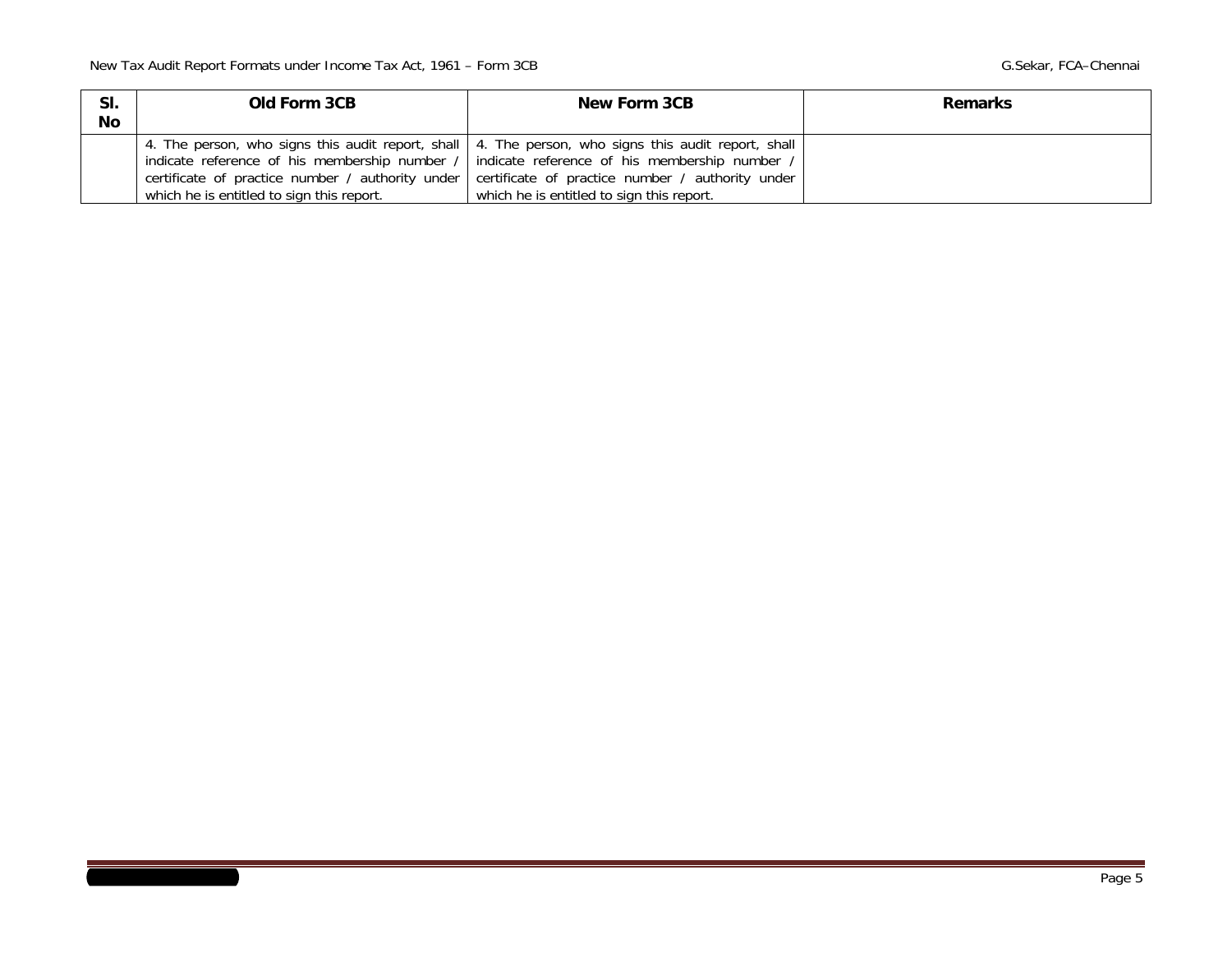| Sl. No | Old Form 3CB | New Form 3CB | Remarks |
|---|---|---|---|
| | 4. The person, who signs this audit report, shall indicate reference of his membership number / certificate of practice number / authority under which he is entitled to sign this report. | 4. The person, who signs this audit report, shall indicate reference of his membership number / certificate of practice number / authority under which he is entitled to sign this report. | |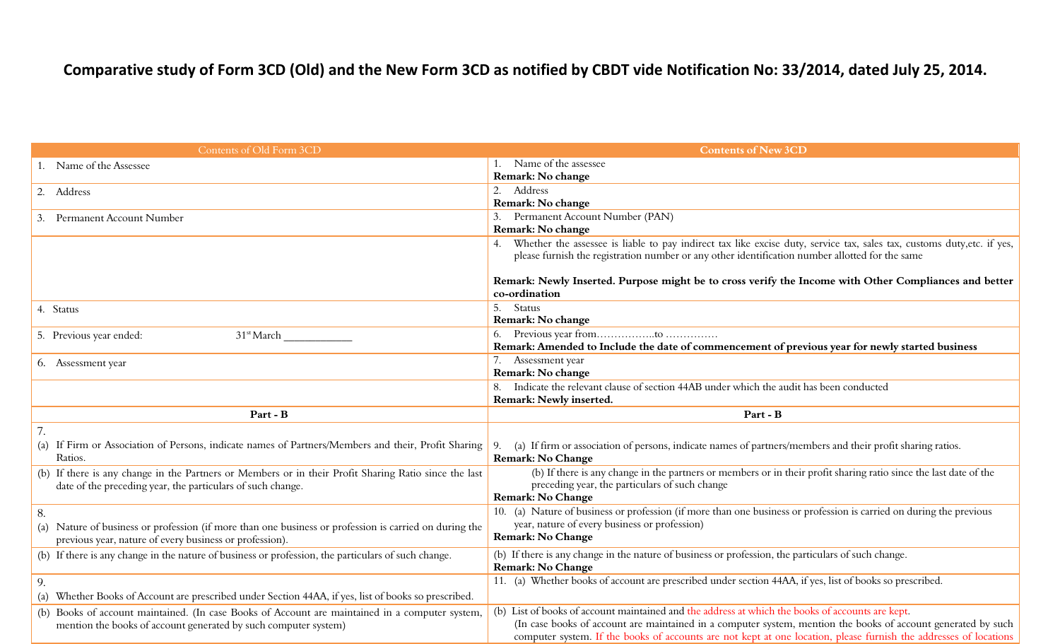# Comparative study of Form 3CD (Old) and the New Form 3CD as notified by CBDT vide Notification No: 33/2014, dated July 25, 2014.

| Contents of Old Form 3CD | Contents of New 3CD |
|---|---|
| 1. Name of the Assessee | 1. Name of the assessee<br>**Remark: No change** |
| 2. Address | 2. Address<br>**Remark: No change** |
| 3. Permanent Account Number | 3. Permanent Account Number (PAN)<br>**Remark: No change** |
| | 4. Whether the assessee is liable to pay indirect tax like excise duty, service tax, sales tax, customs duty,etc. if yes, please furnish the registration number or any other identification number allotted for the same<br><br>**Remark: Newly Inserted. Purpose might be to cross verify the Income with Other Compliances and better co-ordination** |
| 4. Status | 5. Status<br>**Remark: No change** |
| 5. Previous year ended: 31st March ____________ | 6. Previous year from…………….to ………….<br>**Remark: Amended to Include the date of commencement of previous year for newly started business** |
| 6. Assessment year | 7. Assessment year<br>**Remark: No change** |
| | 8. Indicate the relevant clause of section 44AB under which the audit has been conducted<br>**Remark: Newly inserted.** |
| **Part - B** | **Part - B** |
| 7.<br>(a) If Firm or Association of Persons, indicate names of Partners/Members and their, Profit Sharing Ratios. | 9. (a) If firm or association of persons, indicate names of partners/members and their profit sharing ratios.<br>**Remark: No Change** |
| (b) If there is any change in the Partners or Members or in their Profit Sharing Ratio since the last date of the preceding year, the particulars of such change. | (b) If there is any change in the partners or members or in their profit sharing ratio since the last date of the preceding year, the particulars of such change<br>**Remark: No Change** |
| 8.<br>(a) Nature of business or profession (if more than one business or profession is carried on during the previous year, nature of every business or profession). | 10. (a) Nature of business or profession (if more than one business or profession is carried on during the previous year, nature of every business or profession)<br>**Remark: No Change** |
| (b) If there is any change in the nature of business or profession, the particulars of such change. | (b) If there is any change in the nature of business or profession, the particulars of such change.<br>**Remark: No Change** |
| 9.<br>(a) Whether Books of Account are prescribed under Section 44AA, if yes, list of books so prescribed. | 11. (a) Whether books of account are prescribed under section 44AA, if yes, list of books so prescribed. |
| (b) Books of account maintained. (In case Books of Account are maintained in a computer system, mention the books of account generated by such computer system) | (b) List of books of account maintained and the address at which the books of accounts are kept.<br>(In case books of account are maintained in a computer system, mention the books of account generated by such computer system. If the books of accounts are not kept at one location, please furnish the addresses of locations |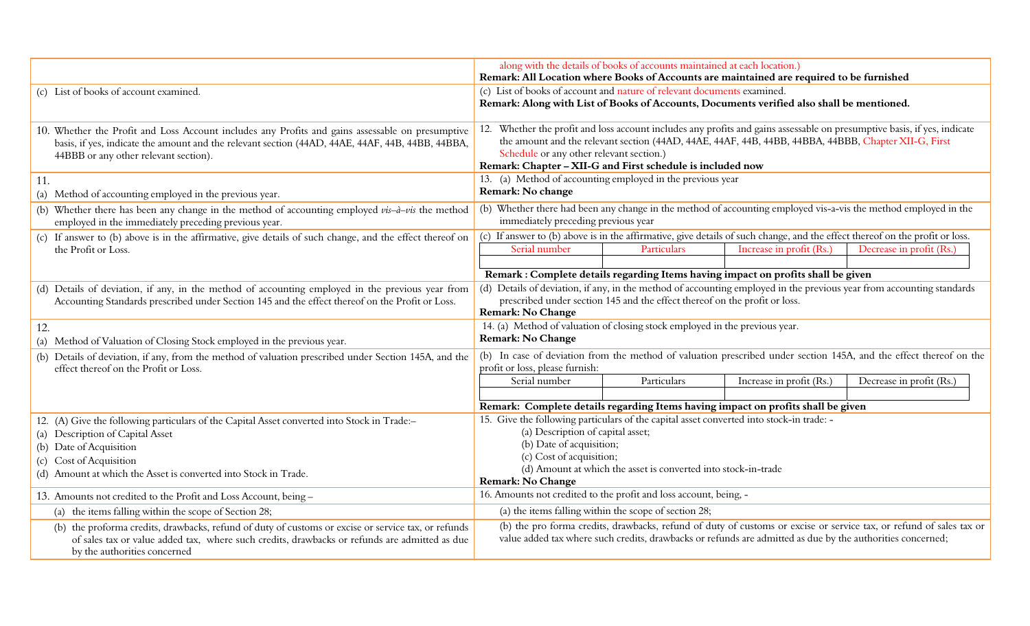| | |
|---|---|
| | along with the details of books of accounts maintained at each location.) **Remark: All Location where Books of Accounts are maintained are required to be furnished** |
| (c) List of books of account examined. | (c) List of books of account and nature of relevant documents examined. **Remark: Along with List of Books of Accounts, Documents verified also shall be mentioned.** |
| 10. Whether the Profit and Loss Account includes any Profits and gains assessable on presumptive basis, if yes, indicate the amount and the relevant section (44AD, 44AE, 44AF, 44B, 44BB, 44BBA, 44BBB or any other relevant section). | 12. Whether the profit and loss account includes any profits and gains assessable on presumptive basis, if yes, indicate the amount and the relevant section (44AD, 44AE, 44AF, 44B, 44BB, 44BBA, 44BBB, Chapter XII-G, First Schedule or any other relevant section.) **Remark: Chapter – XII-G and First schedule is included now** |
| 11. (a) Method of accounting employed in the previous year. | 13. (a) Method of accounting employed in the previous year **Remark: No change** |
| (b) Whether there has been any change in the method of accounting employed *vis–à–vis* the method employed in the immediately preceding previous year. | (b) Whether there had been any change in the method of accounting employed vis-a-vis the method employed in the immediately preceding previous year |
| (c) If answer to (b) above is in the affirmative, give details of such change, and the effect thereof on the Profit or Loss. | (c) If answer to (b) above is in the affirmative, give details of such change, and the effect thereof on the profit or loss. <br> Serial number \| Particulars \| Increase in profit (Rs.) \| Decrease in profit (Rs.) <br> **Remark : Complete details regarding Items having impact on profits shall be given** |
| (d) Details of deviation, if any, in the method of accounting employed in the previous year from Accounting Standards prescribed under Section 145 and the effect thereof on the Profit or Loss. | (d) Details of deviation, if any, in the method of accounting employed in the previous year from accounting standards prescribed under section 145 and the effect thereof on the profit or loss. **Remark: No Change** |
| 12. (a) Method of Valuation of Closing Stock employed in the previous year. | 14. (a) Method of valuation of closing stock employed in the previous year. **Remark: No Change** |
| (b) Details of deviation, if any, from the method of valuation prescribed under Section 145A, and the effect thereof on the Profit or Loss. | (b) In case of deviation from the method of valuation prescribed under section 145A, and the effect thereof on the profit or loss, please furnish: <br> Serial number \| Particulars \| Increase in profit (Rs.) \| Decrease in profit (Rs.) <br> **Remark: Complete details regarding Items having impact on profits shall be given** |
| 12. (A) Give the following particulars of the Capital Asset converted into Stock in Trade:– <br> (a) Description of Capital Asset <br> (b) Date of Acquisition <br> (c) Cost of Acquisition <br> (d) Amount at which the Asset is converted into Stock in Trade. | 15. Give the following particulars of the capital asset converted into stock-in trade: - <br> (a) Description of capital asset; <br> (b) Date of acquisition; <br> (c) Cost of acquisition; <br> (d) Amount at which the asset is converted into stock-in-trade <br> **Remark: No Change** |
| 13. Amounts not credited to the Profit and Loss Account, being – | 16. Amounts not credited to the profit and loss account, being, - |
| (a) the items falling within the scope of Section 28; | (a) the items falling within the scope of section 28; |
| (b) the proforma credits, drawbacks, refund of duty of customs or excise or service tax, or refunds of sales tax or value added tax, where such credits, drawbacks or refunds are admitted as due by the authorities concerned | (b) the pro forma credits, drawbacks, refund of duty of customs or excise or service tax, or refund of sales tax or value added tax where such credits, drawbacks or refunds are admitted as due by the authorities concerned; |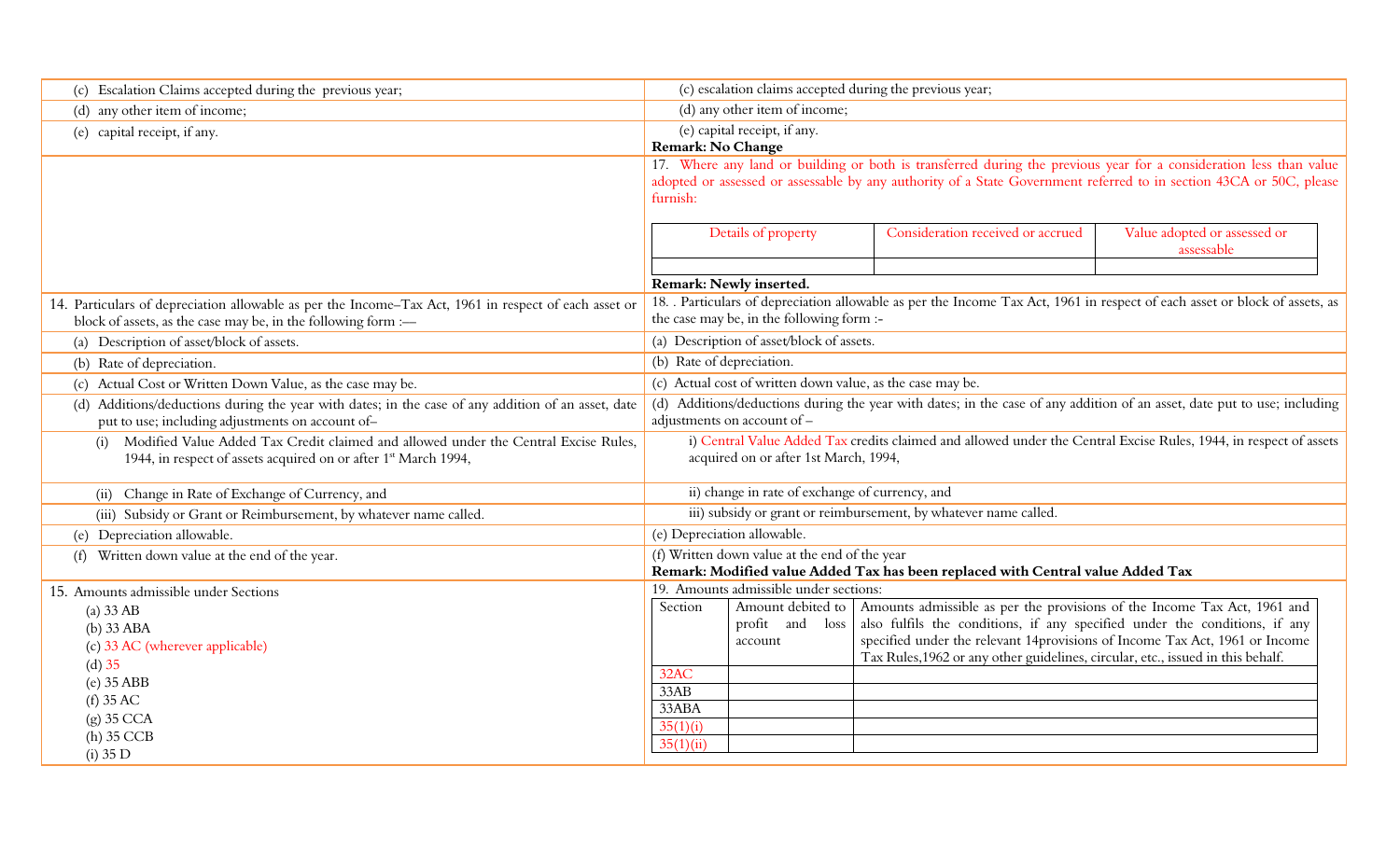| Existing | Revised |
|---|---|
| (c) Escalation Claims accepted during the previous year; | (c) escalation claims accepted during the previous year; |
| (d) any other item of income; | (d) any other item of income; |
| (e) capital receipt, if any. | (e) capital receipt, if any.<br>**Remark: No Change** |
| | 17. Where any land or building or both is transferred during the previous year for a consideration less than value adopted or assessed or assessable by any authority of a State Government referred to in section 43CA or 50C, please furnish:<br><br>Details of property \| Consideration received or accrued \| Value adopted or assessed or assessable<br><br>**Remark: Newly inserted.** |
| 14. Particulars of depreciation allowable as per the Income–Tax Act, 1961 in respect of each asset or block of assets, as the case may be, in the following form :— | 18. . Particulars of depreciation allowable as per the Income Tax Act, 1961 in respect of each asset or block of assets, as the case may be, in the following form :- |
| (a) Description of asset/block of assets. | (a) Description of asset/block of assets. |
| (b) Rate of depreciation. | (b) Rate of depreciation. |
| (c) Actual Cost or Written Down Value, as the case may be. | (c) Actual cost of written down value, as the case may be. |
| (d) Additions/deductions during the year with dates; in the case of any addition of an asset, date put to use; including adjustments on account of– | (d) Additions/deductions during the year with dates; in the case of any addition of an asset, date put to use; including adjustments on account of – |
| (i) Modified Value Added Tax Credit claimed and allowed under the Central Excise Rules, 1944, in respect of assets acquired on or after 1st March 1994, | i) Central Value Added Tax credits claimed and allowed under the Central Excise Rules, 1944, in respect of assets acquired on or after 1st March, 1994, |
| (ii) Change in Rate of Exchange of Currency, and | ii) change in rate of exchange of currency, and |
| (iii) Subsidy or Grant or Reimbursement, by whatever name called. | iii) subsidy or grant or reimbursement, by whatever name called. |
| (e) Depreciation allowable. | (e) Depreciation allowable. |
| (f) Written down value at the end of the year. | (f) Written down value at the end of the year<br>**Remark: Modified value Added Tax has been replaced with Central value Added Tax** |
| 15. Amounts admissible under Sections<br>(a) 33 AB<br>(b) 33 ABA<br>(c) 33 AC (wherever applicable)<br>(d) 35<br>(e) 35 ABB<br>(f) 35 AC<br>(g) 35 CCA<br>(h) 35 CCB<br>(i) 35 D | 19. Amounts admissible under sections:<br><br>Section \| Amount debited to profit and loss account \| Amounts admissible as per the provisions of the Income Tax Act, 1961 and also fulfils the conditions, if any specified under the conditions, if any specified under the relevant 14provisions of Income Tax Act, 1961 or Income Tax Rules,1962 or any other guidelines, circular, etc., issued in this behalf.<br>32AC<br>33AB<br>33ABA<br>35(1)(i)<br>35(1)(ii) |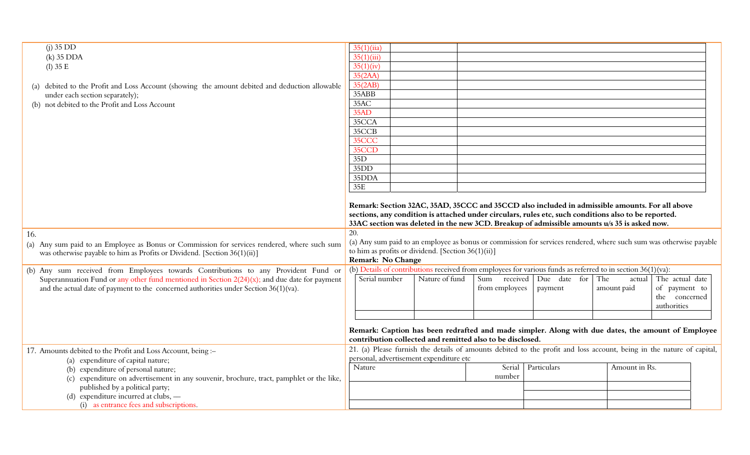| | |
|---|---|
| (j) 35 DD<br>(k) 35 DDA<br>(l) 35 E<br><br>(a) debited to the Profit and Loss Account (showing the amount debited and deduction allowable under each section separately);<br>(b) not debited to the Profit and Loss Account | 35(1)(iia)<br>35(1)(iii)<br>35(1)(iv)<br>35(2AA)<br>35(2AB)<br>35ABB<br>35AC<br>35AD<br>35CCA<br>35CCB<br>35CCC<br>35CCD<br>35D<br>35DD<br>35DDA<br>35E<br><br>**Remark: Section 32AC, 35AD, 35CCC and 35CCD also included in admissible amounts. For all above sections, any condition is attached under circulars, rules etc, such conditions also to be reported. 33AC section was deleted in the new 3CD. Breakup of admissible amounts u/s 35 is asked now.** |
| 16.<br>(a) Any sum paid to an Employee as Bonus or Commission for services rendered, where such sum was otherwise payable to him as Profits or Dividend. [Section 36(1)(ii)] | 20.<br>(a) Any sum paid to an employee as bonus or commission for services rendered, where such sum was otherwise payable to him as profits or dividend. [Section 36(1)(ii)]<br>**Remark: No Change** |
| (b) Any sum received from Employees towards Contributions to any Provident Fund or Superannuation Fund or any other fund mentioned in Section 2(24)(x); and due date for payment and the actual date of payment to the concerned authorities under Section 36(1)(va). | (b) Details of contributions received from employees for various funds as referred to in section 36(1)(va):<br>Table columns: Serial number / Nature of fund / Sum received from employees / Due date for payment / The actual amount paid / The actual date of payment to the concerned authorities<br><br>**Remark: Caption has been redrafted and made simpler. Along with due dates, the amount of Employee contribution collected and remitted also to be disclosed.** |
| 17. Amounts debited to the Profit and Loss Account, being :–<br>(a) expenditure of capital nature;<br>(b) expenditure of personal nature;<br>(c) expenditure on advertisement in any souvenir, brochure, tract, pamphlet or the like, published by a political party;<br>(d) expenditure incurred at clubs, —<br>(i) as entrance fees and subscriptions. | 21. (a) Please furnish the details of amounts debited to the profit and loss account, being in the nature of capital, personal, advertisement expenditure etc<br>Table columns: Nature / Serial number / Particulars / Amount in Rs. |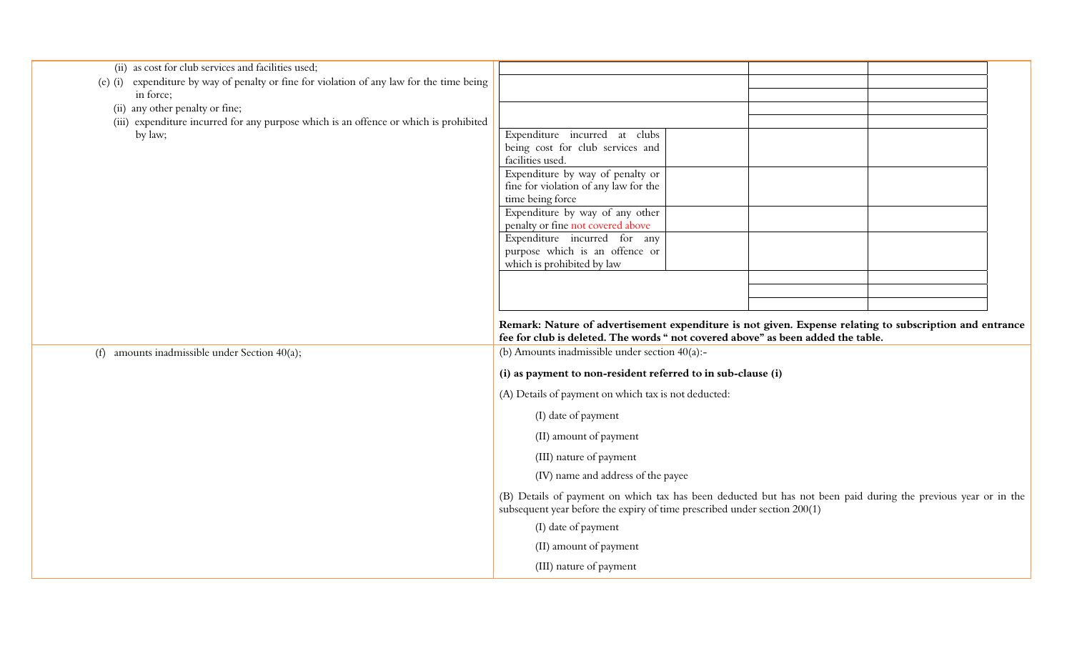| Existing | Proposed |
|---|---|
| (ii) as cost for club services and facilities used;<br>(e) (i) expenditure by way of penalty or fine for violation of any law for the time being in force;<br>(ii) any other penalty or fine;<br>(iii) expenditure incurred for any purpose which is an offence or which is prohibited by law; | See table below.<br><br>**Remark: Nature of advertisement expenditure is not given. Expense relating to subscription and entrance fee for club is deleted. The words " not covered above" as been added the table.** |
| (f) amounts inadmissible under Section 40(a); | (b) Amounts inadmissible under section 40(a):-<br><br>**(i) as payment to non-resident referred to in sub-clause (i)**<br><br>(A) Details of payment on which tax is not deducted:<br><br>(I) date of payment<br><br>(II) amount of payment<br><br>(III) nature of payment<br><br>(IV) name and address of the payee<br><br>(B) Details of payment on which tax has been deducted but has not been paid during the previous year or in the subsequent year before the expiry of time prescribed under section 200(1)<br><br>(I) date of payment<br><br>(II) amount of payment<br><br>(III) nature of payment |

| | | | |
|---|---|---|---|
| | | | |
| | | | |
| | | | |
| | | | |
| | | | |
| Expenditure incurred at clubs being cost for club services and facilities used. | | | |
| Expenditure by way of penalty or fine for violation of any law for the time being force | | | |
| Expenditure by way of any other penalty or fine not covered above | | | |
| Expenditure incurred for any purpose which is an offence or which is prohibited by law | | | |
| | | | |
| | | | |
| | | | |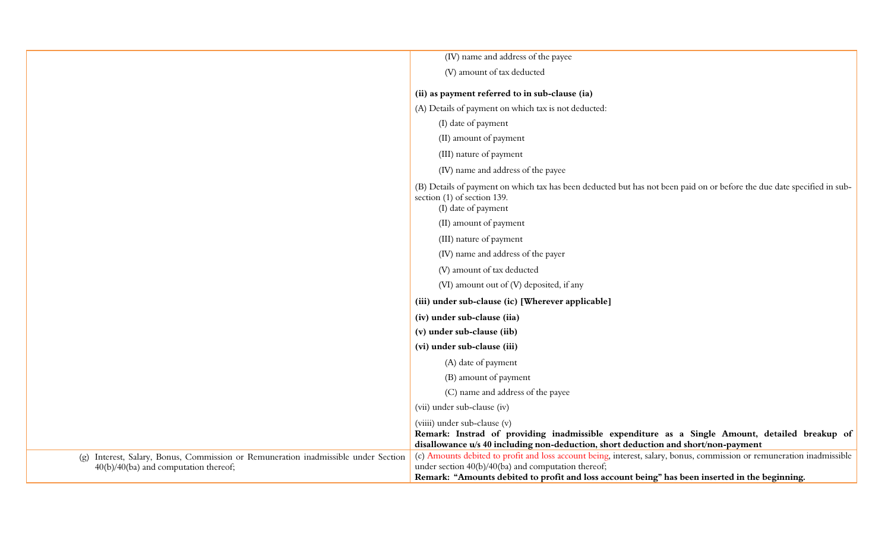| | |
|---|---|
| | (IV) name and address of the payee<br>(V) amount of tax deducted<br><br>**(ii) as payment referred to in sub-clause (ia)**<br>(A) Details of payment on which tax is not deducted:<br>(I) date of payment<br>(II) amount of payment<br>(III) nature of payment<br>(IV) name and address of the payee<br><br>(B) Details of payment on which tax has been deducted but has not been paid on or before the due date specified in sub-section (1) of section 139.<br>(I) date of payment<br>(II) amount of payment<br>(III) nature of payment<br>(IV) name and address of the payer<br>(V) amount of tax deducted<br>(VI) amount out of (V) deposited, if any<br><br>**(iii) under sub-clause (ic) [Wherever applicable]**<br>**(iv) under sub-clause (iia)**<br>**(v) under sub-clause (iib)**<br>**(vi) under sub-clause (iii)**<br>(A) date of payment<br>(B) amount of payment<br>(C) name and address of the payee<br>(vii) under sub-clause (iv)<br>(viiii) under sub-clause (v)<br>**Remark: Instrad of providing inadmissible expenditure as a Single Amount, detailed breakup of disallowance u/s 40 including non-deduction, short deduction and short/non-payment** |
| (g) Interest, Salary, Bonus, Commission or Remuneration inadmissible under Section 40(b)/40(ba) and computation thereof; | (c) Amounts debited to profit and loss account being, interest, salary, bonus, commission or remuneration inadmissible under section 40(b)/40(ba) and computation thereof;<br>**Remark: "Amounts debited to profit and loss account being" has been inserted in the beginning.** |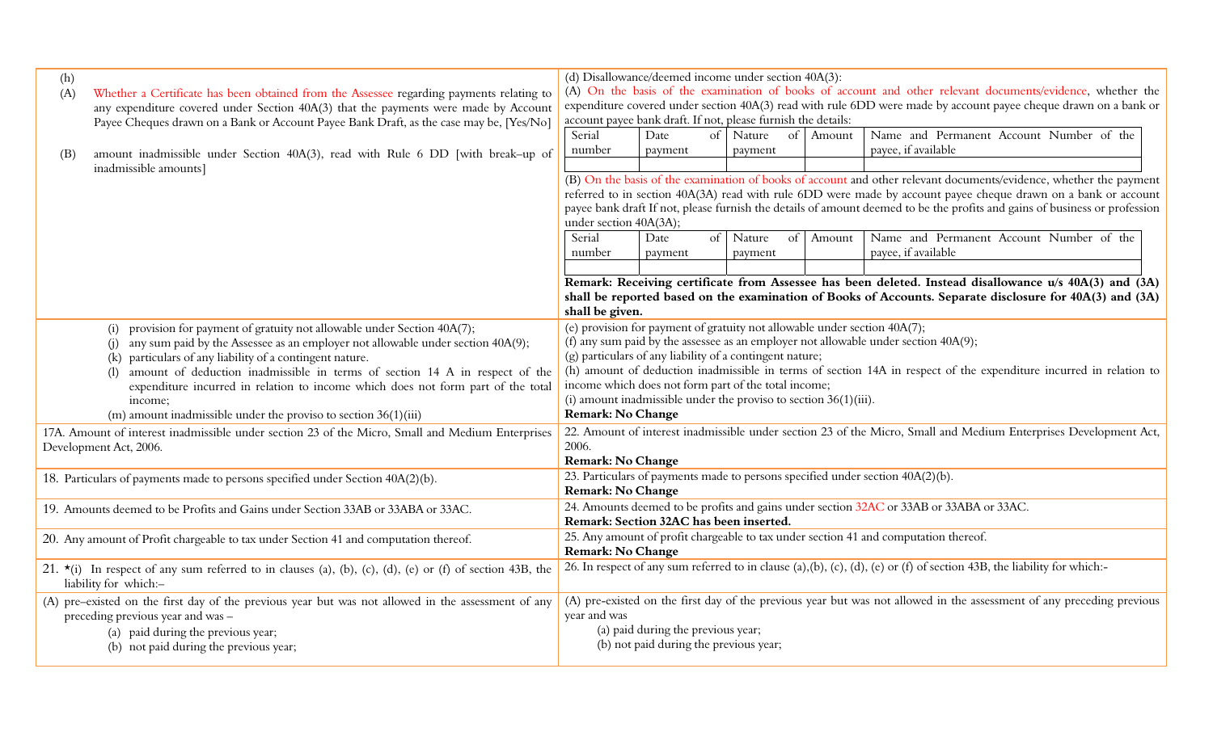| | |
|---|---|
| (h)<br>(A) Whether a Certificate has been obtained from the Assessee regarding payments relating to any expenditure covered under Section 40A(3) that the payments were made by Account Payee Cheques drawn on a Bank or Account Payee Bank Draft, as the case may be, [Yes/No]<br><br>(B) amount inadmissible under Section 40A(3), read with Rule 6 DD [with break–up of inadmissible amounts] | (d) Disallowance/deemed income under section 40A(3):<br>(A) On the basis of the examination of books of account and other relevant documents/evidence, whether the expenditure covered under section 40A(3) read with rule 6DD were made by account payee cheque drawn on a bank or account payee bank draft. If not, please furnish the details:<br><br>Serial number \| Date of payment \| Nature of payment \| Amount \| Name and Permanent Account Number of the payee, if available<br><br>(B) On the basis of the examination of books of account and other relevant documents/evidence, whether the payment referred to in section 40A(3A) read with rule 6DD were made by account payee cheque drawn on a bank or account payee bank draft If not, please furnish the details of amount deemed to be the profits and gains of business or profession under section 40A(3A);<br><br>Serial number \| Date of payment \| Nature of payment \| Amount \| Name and Permanent Account Number of the payee, if available<br><br>**Remark: Receiving certificate from Assessee has been deleted. Instead disallowance u/s 40A(3) and (3A) shall be reported based on the examination of Books of Accounts. Separate disclosure for 40A(3) and (3A) shall be given.** |
| (i) provision for payment of gratuity not allowable under Section 40A(7);<br>(j) any sum paid by the Assessee as an employer not allowable under section 40A(9);<br>(k) particulars of any liability of a contingent nature.<br>(l) amount of deduction inadmissible in terms of section 14 A in respect of the expenditure incurred in relation to income which does not form part of the total income;<br>(m) amount inadmissible under the proviso to section 36(1)(iii) | (e) provision for payment of gratuity not allowable under section 40A(7);<br>(f) any sum paid by the assessee as an employer not allowable under section 40A(9);<br>(g) particulars of any liability of a contingent nature;<br>(h) amount of deduction inadmissible in terms of section 14A in respect of the expenditure incurred in relation to income which does not form part of the total income;<br>(i) amount inadmissible under the proviso to section 36(1)(iii).<br>**Remark: No Change** |
| 17A. Amount of interest inadmissible under section 23 of the Micro, Small and Medium Enterprises Development Act, 2006. | 22. Amount of interest inadmissible under section 23 of the Micro, Small and Medium Enterprises Development Act, 2006.<br>**Remark: No Change** |
| 18. Particulars of payments made to persons specified under Section 40A(2)(b). | 23. Particulars of payments made to persons specified under section 40A(2)(b).<br>**Remark: No Change** |
| 19. Amounts deemed to be Profits and Gains under Section 33AB or 33ABA or 33AC. | 24. Amounts deemed to be profits and gains under section 32AC or 33AB or 33ABA or 33AC.<br>**Remark: Section 32AC has been inserted.** |
| 20. Any amount of Profit chargeable to tax under Section 41 and computation thereof. | 25. Any amount of profit chargeable to tax under section 41 and computation thereof.<br>**Remark: No Change** |
| 21. *(i) In respect of any sum referred to in clauses (a), (b), (c), (d), (e) or (f) of section 43B, the liability for which:– | 26. In respect of any sum referred to in clause (a),(b), (c), (d), (e) or (f) of section 43B, the liability for which:- |
| (A) pre–existed on the first day of the previous year but was not allowed in the assessment of any preceding previous year and was –<br>(a) paid during the previous year;<br>(b) not paid during the previous year; | (A) pre-existed on the first day of the previous year but was not allowed in the assessment of any preceding previous year and was<br>(a) paid during the previous year;<br>(b) not paid during the previous year; |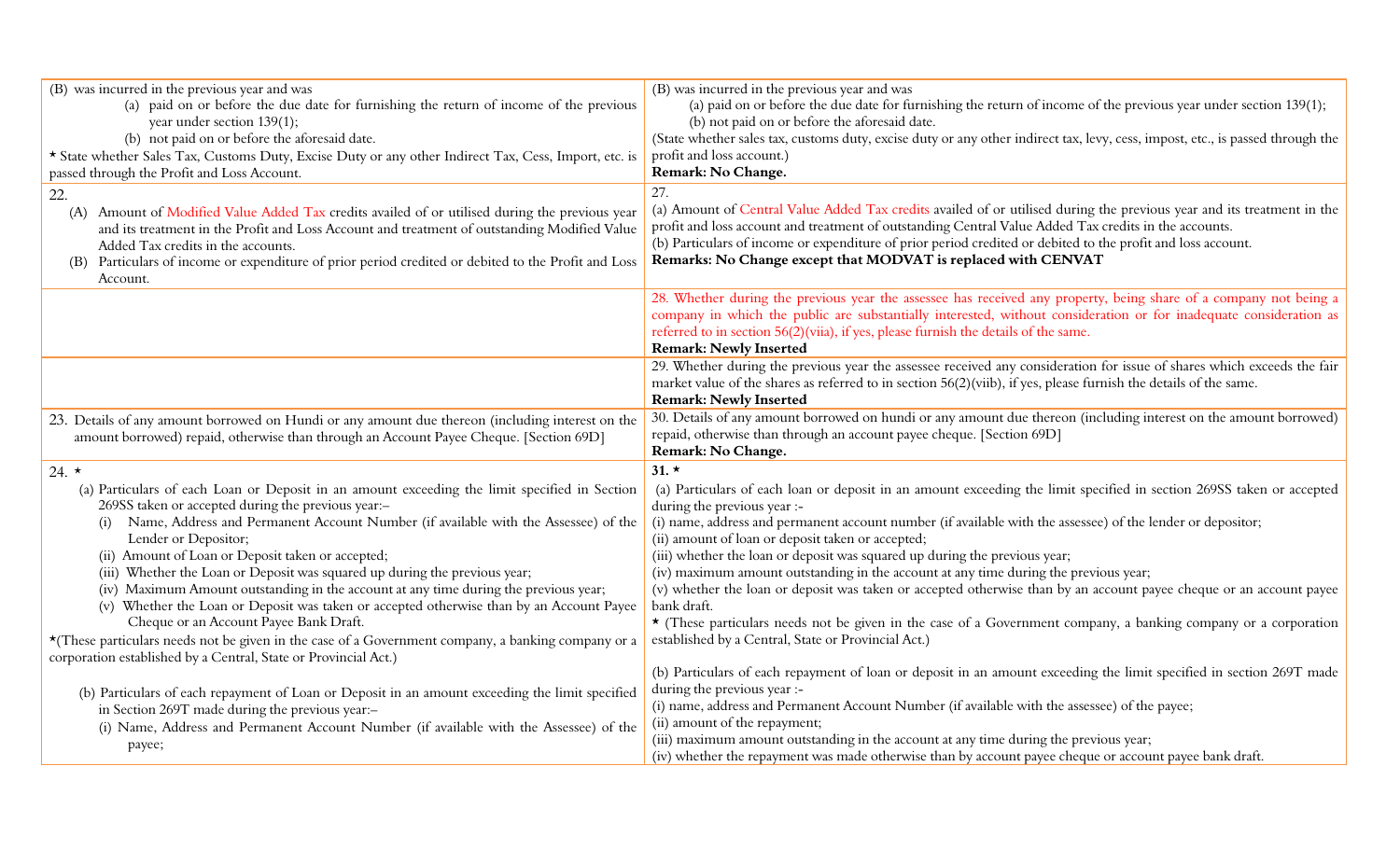| | |
|---|---|
| (B) was incurred in the previous year and was<br>(a) paid on or before the due date for furnishing the return of income of the previous year under section 139(1);<br>(b) not paid on or before the aforesaid date.<br>* State whether Sales Tax, Customs Duty, Excise Duty or any other Indirect Tax, Cess, Import, etc. is passed through the Profit and Loss Account. | (B) was incurred in the previous year and was<br>(a) paid on or before the due date for furnishing the return of income of the previous year under section 139(1);<br>(b) not paid on or before the aforesaid date.<br>(State whether sales tax, customs duty, excise duty or any other indirect tax, levy, cess, impost, etc., is passed through the profit and loss account.)<br>**Remark: No Change.** |
| 22.<br>(A) Amount of Modified Value Added Tax credits availed of or utilised during the previous year and its treatment in the Profit and Loss Account and treatment of outstanding Modified Value Added Tax credits in the accounts.<br>(B) Particulars of income or expenditure of prior period credited or debited to the Profit and Loss Account. | 27.<br>(a) Amount of Central Value Added Tax credits availed of or utilised during the previous year and its treatment in the profit and loss account and treatment of outstanding Central Value Added Tax credits in the accounts.<br>(b) Particulars of income or expenditure of prior period credited or debited to the profit and loss account.<br>**Remarks: No Change except that MODVAT is replaced with CENVAT** |
| | 28. Whether during the previous year the assessee has received any property, being share of a company not being a company in which the public are substantially interested, without consideration or for inadequate consideration as referred to in section 56(2)(viia), if yes, please furnish the details of the same.<br>**Remark: Newly Inserted** |
| | 29. Whether during the previous year the assessee received any consideration for issue of shares which exceeds the fair market value of the shares as referred to in section 56(2)(viib), if yes, please furnish the details of the same.<br>**Remark: Newly Inserted** |
| 23. Details of any amount borrowed on Hundi or any amount due thereon (including interest on the amount borrowed) repaid, otherwise than through an Account Payee Cheque. [Section 69D] | 30. Details of any amount borrowed on hundi or any amount due thereon (including interest on the amount borrowed) repaid, otherwise than through an account payee cheque. [Section 69D]<br>**Remark: No Change.** |
| 24. *<br>(a) Particulars of each Loan or Deposit in an amount exceeding the limit specified in Section 269SS taken or accepted during the previous year:–<br>(i) Name, Address and Permanent Account Number (if available with the Assessee) of the Lender or Depositor;<br>(ii) Amount of Loan or Deposit taken or accepted;<br>(iii) Whether the Loan or Deposit was squared up during the previous year;<br>(iv) Maximum Amount outstanding in the account at any time during the previous year;<br>(v) Whether the Loan or Deposit was taken or accepted otherwise than by an Account Payee Cheque or an Account Payee Bank Draft.<br>*(These particulars needs not be given in the case of a Government company, a banking company or a corporation established by a Central, State or Provincial Act.)<br><br>(b) Particulars of each repayment of Loan or Deposit in an amount exceeding the limit specified in Section 269T made during the previous year:–<br>(i) Name, Address and Permanent Account Number (if available with the Assessee) of the payee; | **31. ***<br>(a) Particulars of each loan or deposit in an amount exceeding the limit specified in section 269SS taken or accepted during the previous year :-<br>(i) name, address and permanent account number (if available with the assessee) of the lender or depositor;<br>(ii) amount of loan or deposit taken or accepted;<br>(iii) whether the loan or deposit was squared up during the previous year;<br>(iv) maximum amount outstanding in the account at any time during the previous year;<br>(v) whether the loan or deposit was taken or accepted otherwise than by an account payee cheque or an account payee bank draft.<br>* (These particulars needs not be given in the case of a Government company, a banking company or a corporation established by a Central, State or Provincial Act.)<br><br>(b) Particulars of each repayment of loan or deposit in an amount exceeding the limit specified in section 269T made during the previous year :-<br>(i) name, address and Permanent Account Number (if available with the assessee) of the payee;<br>(ii) amount of the repayment;<br>(iii) maximum amount outstanding in the account at any time during the previous year;<br>(iv) whether the repayment was made otherwise than by account payee cheque or account payee bank draft. |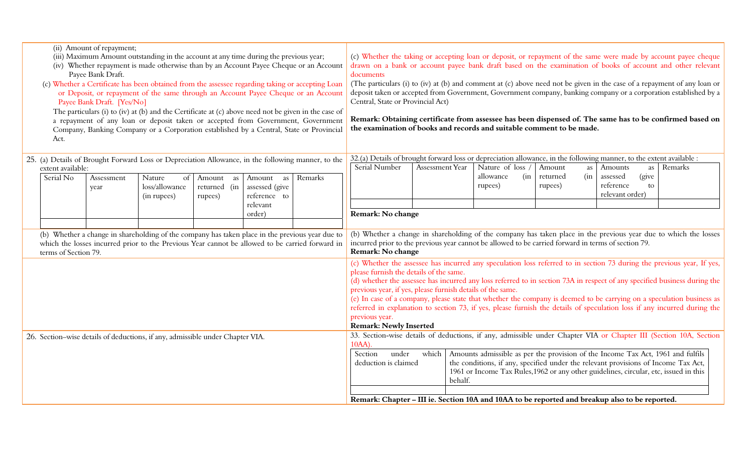| | |
|---|---|
| (ii) Amount of repayment;<br>(iii) Maximum Amount outstanding in the account at any time during the previous year;<br>(iv) Whether repayment is made otherwise than by an Account Payee Cheque or an Account Payee Bank Draft.<br>(c) Whether a Certificate has been obtained from the assessee regarding taking or accepting Loan or Deposit, or repayment of the same through an Account Payee Cheque or an Account Payee Bank Draft. [Yes/No]<br>The particulars (i) to (iv) at (b) and the Certificate at (c) above need not be given in the case of a repayment of any loan or deposit taken or accepted from Government, Government Company, Banking Company or a Corporation established by a Central, State or Provincial Act. | (c) Whether the taking or accepting loan or deposit, or repayment of the same were made by account payee cheque drawn on a bank or account payee bank draft based on the examination of books of account and other relevant documents<br>(The particulars (i) to (iv) at (b) and comment at (c) above need not be given in the case of a repayment of any loan or deposit taken or accepted from Government, Government company, banking company or a corporation established by a Central, State or Provincial Act)<br><br>**Remark: Obtaining certificate from assessee has been dispensed of. The same has to be confirmed based on the examination of books and records and suitable comment to be made.** |
| 25. (a) Details of Brought Forward Loss or Depreciation Allowance, in the following manner, to the extent available:<br><br>Serial No \| Assessment year \| Nature of loss/allowance (in rupees) \| Amount as returned (in rupees) \| Amount as assessed (give reference to relevant order) \| Remarks | 32.(a) Details of brought forward loss or depreciation allowance, in the following manner, to the extent available :<br><br>Serial Number \| Assessment Year \| Nature of loss / allowance (in rupees) \| Amount as returned (in rupees) \| Amounts as assessed (give reference to relevant order) \| Remarks<br><br>**Remark: No change** |
| (b) Whether a change in shareholding of the company has taken place in the previous year due to which the losses incurred prior to the Previous Year cannot be allowed to be carried forward in terms of Section 79. | (b) Whether a change in shareholding of the company has taken place in the previous year due to which the losses incurred prior to the previous year cannot be allowed to be carried forward in terms of section 79.<br>**Remark: No change** |
| | (c) Whether the assessee has incurred any speculation loss referred to in section 73 during the previous year, If yes, please furnish the details of the same.<br>(d) whether the assessee has incurred any loss referred to in section 73A in respect of any specified business during the previous year, if yes, please furnish details of the same.<br>(e) In case of a company, please state that whether the company is deemed to be carrying on a speculation business as referred in explanation to section 73, if yes, please furnish the details of speculation loss if any incurred during the previous year.<br>**Remark: Newly Inserted** |
| 26. Section–wise details of deductions, if any, admissible under Chapter VIA. | 33. Section-wise details of deductions, if any, admissible under Chapter VIA or Chapter III (Section 10A, Section 10AA).<br><br>Section under which deduction is claimed \| Amounts admissible as per the provision of the Income Tax Act, 1961 and fulfils the conditions, if any, specified under the relevant provisions of Income Tax Act, 1961 or Income Tax Rules,1962 or any other guidelines, circular, etc, issued in this behalf.<br><br>**Remark: Chapter – III ie. Section 10A and 10AA to be reported and breakup also to be reported.** |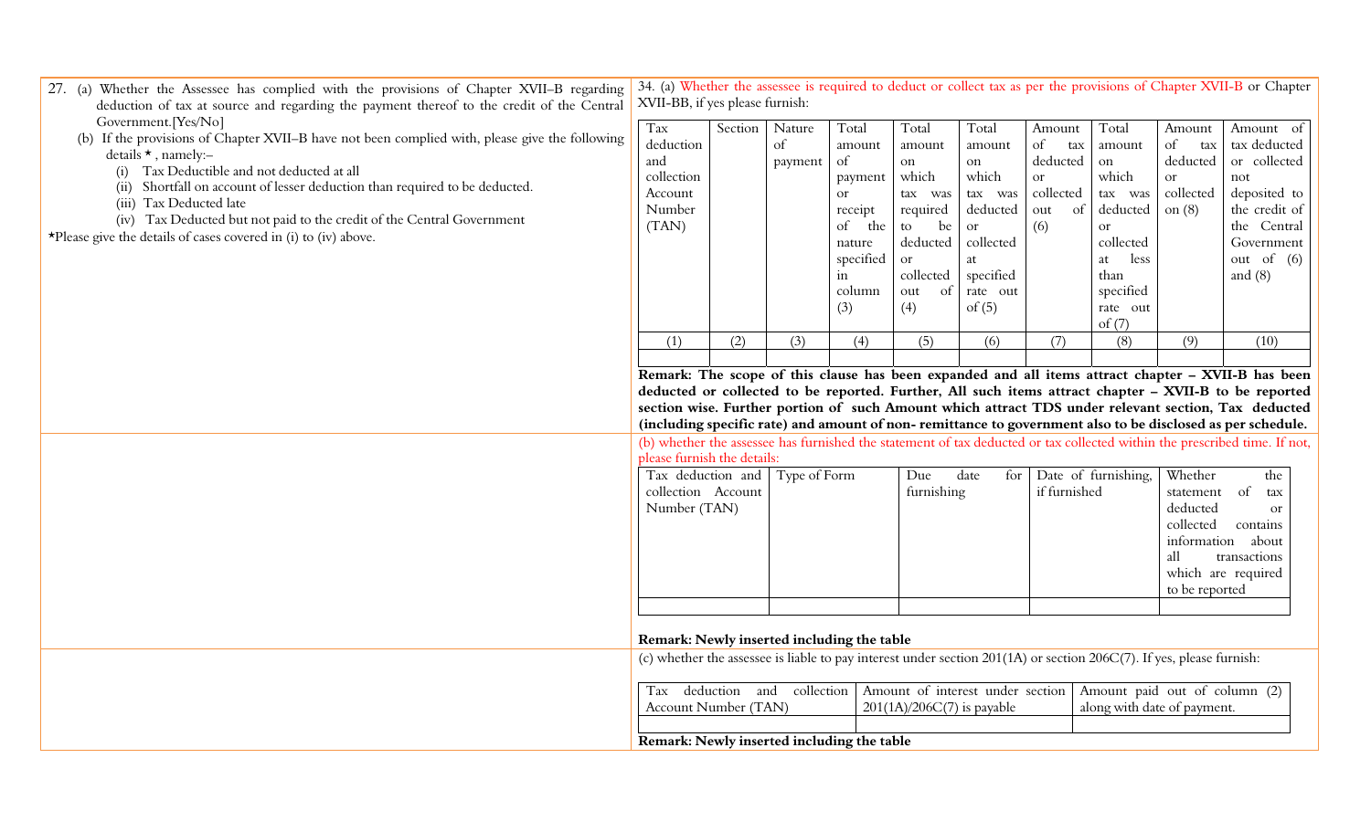27. (a) Whether the Assessee has complied with the provisions of Chapter XVII–B regarding deduction of tax at source and regarding the payment thereof to the credit of the Central Government.[Yes/No]

(b) If the provisions of Chapter XVII–B have not been complied with, please give the following details *, namely:–

(i) Tax Deductible and not deducted at all

(ii) Shortfall on account of lesser deduction than required to be deducted.

(iii) Tax Deducted late

(iv) Tax Deducted but not paid to the credit of the Central Government

*Please give the details of cases covered in (i) to (iv) above.

34. (a) Whether the assessee is required to deduct or collect tax as per the provisions of Chapter XVII-B or Chapter XVII-BB, if yes please furnish:

| Tax deduction and collection Account Number (TAN) | Section | Nature of payment | Total amount of payment or receipt of the nature specified in column (3) | Total amount on which tax was required to be deducted or collected out of (4) | Total amount on which tax was deducted or collected at specified rate out of (5) | Amount of tax deducted or collected out of (6) | Total amount on which tax was deducted or collected at less than specified rate out of (7) | Amount of tax deducted or collected on (8) | Amount of tax deducted or collected not deposited to the credit of the Central Government out of (6) and (8) |
|---|---|---|---|---|---|---|---|---|---|
| (1) | (2) | (3) | (4) | (5) | (6) | (7) | (8) | (9) | (10) |
| | | | | | | | | | |

**Remark: The scope of this clause has been expanded and all items attract chapter – XVII-B has been deducted or collected to be reported. Further, All such items attract chapter – XVII-B to be reported section wise. Further portion of such Amount which attract TDS under relevant section, Tax deducted (including specific rate) and amount of non- remittance to government also to be disclosed as per schedule.**

(b) whether the assessee has furnished the statement of tax deducted or tax collected within the prescribed time. If not, please furnish the details:

| Tax deduction and collection Account Number (TAN) | Type of Form | Due date for furnishing | Date of furnishing, if furnished | Whether the statement of tax deducted or collected contains information about all transactions which are required to be reported |
|---|---|---|---|---|
| | | | | |

**Remark: Newly inserted including the table**

(c) whether the assessee is liable to pay interest under section 201(1A) or section 206C(7). If yes, please furnish:

| Tax deduction and collection Account Number (TAN) | Amount of interest under section 201(1A)/206C(7) is payable | Amount paid out of column (2) along with date of payment. |
|---|---|---|
| | | |

**Remark: Newly inserted including the table**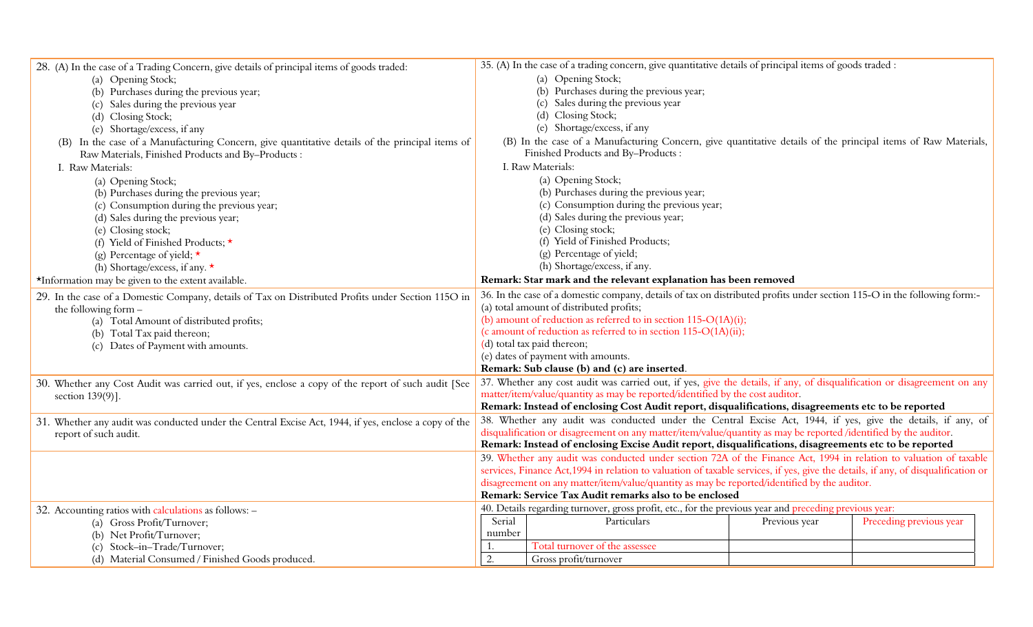| | |
|---|---|
| 28. (A) In the case of a Trading Concern, give details of principal items of goods traded:<br>(a) Opening Stock;<br>(b) Purchases during the previous year;<br>(c) Sales during the previous year<br>(d) Closing Stock;<br>(e) Shortage/excess, if any<br>(B) In the case of a Manufacturing Concern, give quantitative details of the principal items of Raw Materials, Finished Products and By–Products :<br>I. Raw Materials:<br>(a) Opening Stock;<br>(b) Purchases during the previous year;<br>(c) Consumption during the previous year;<br>(d) Sales during the previous year;<br>(e) Closing stock;<br>(f) Yield of Finished Products; *<br>(g) Percentage of yield; *<br>(h) Shortage/excess, if any. *<br>*Information may be given to the extent available. | 35. (A) In the case of a trading concern, give quantitative details of principal items of goods traded :<br>(a) Opening Stock;<br>(b) Purchases during the previous year;<br>(c) Sales during the previous year<br>(d) Closing Stock;<br>(e) Shortage/excess, if any<br>(B) In the case of a Manufacturing Concern, give quantitative details of the principal items of Raw Materials, Finished Products and By–Products :<br>I. Raw Materials:<br>(a) Opening Stock;<br>(b) Purchases during the previous year;<br>(c) Consumption during the previous year;<br>(d) Sales during the previous year;<br>(e) Closing stock;<br>(f) Yield of Finished Products;<br>(g) Percentage of yield;<br>(h) Shortage/excess, if any.<br>**Remark: Star mark and the relevant explanation has been removed** |
| 29. In the case of a Domestic Company, details of Tax on Distributed Profits under Section 115O in the following form –<br>(a) Total Amount of distributed profits;<br>(b) Total Tax paid thereon;<br>(c) Dates of Payment with amounts. | 36. In the case of a domestic company, details of tax on distributed profits under section 115-O in the following form:-<br>(a) total amount of distributed profits;<br>(b) amount of reduction as referred to in section 115-O(1A)(i);<br>(c amount of reduction as referred to in section 115-O(1A)(ii);<br>(d) total tax paid thereon;<br>(e) dates of payment with amounts.<br>**Remark: Sub clause (b) and (c) are inserted**. |
| 30. Whether any Cost Audit was carried out, if yes, enclose a copy of the report of such audit [See section 139(9)]. | 37. Whether any cost audit was carried out, if yes, give the details, if any, of disqualification or disagreement on any matter/item/value/quantity as may be reported/identified by the cost auditor.<br>**Remark: Instead of enclosing Cost Audit report, disqualifications, disagreements etc to be reported** |
| 31. Whether any audit was conducted under the Central Excise Act, 1944, if yes, enclose a copy of the report of such audit. | 38. Whether any audit was conducted under the Central Excise Act, 1944, if yes, give the details, if any, of disqualification or disagreement on any matter/item/value/quantity as may be reported /identified by the auditor.<br>**Remark: Instead of enclosing Excise Audit report, disqualifications, disagreements etc to be reported** |
| | 39. Whether any audit was conducted under section 72A of the Finance Act, 1994 in relation to valuation of taxable services, Finance Act,1994 in relation to valuation of taxable services, if yes, give the details, if any, of disqualification or disagreement on any matter/item/value/quantity as may be reported/identified by the auditor.<br>**Remark: Service Tax Audit remarks also to be enclosed** |
| 32. Accounting ratios with calculations as follows: –<br>(a) Gross Profit/Turnover;<br>(b) Net Profit/Turnover;<br>(c) Stock–in–Trade/Turnover;<br>(d) Material Consumed / Finished Goods produced. | 40. Details regarding turnover, gross profit, etc., for the previous year and preceding previous year: |

| Serial number | Particulars | Previous year | Preceding previous year |
|---|---|---|---|
| 1. | Total turnover of the assessee | | |
| 2. | Gross profit/turnover | | |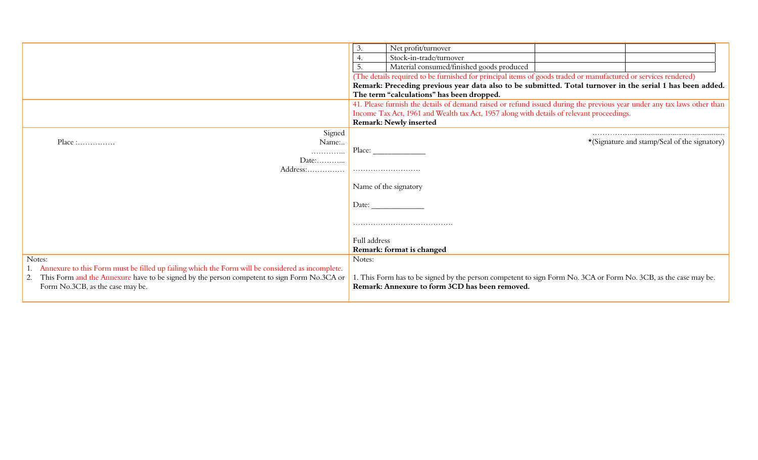| | |
|---|---|
| | 3. Net profit/turnover<br>4. Stock-in-trade/turnover<br>5. Material consumed/finished goods produced<br>(The details required to be furnished for principal items of goods traded or manufactured or services rendered)<br>**Remark: Preceding previous year data also to be submitted. Total turnover in the serial 1 has been added. The term "calculations" has been dropped.** |
| | 41. Please furnish the details of demand raised or refund issued during the previous year under any tax laws other than Income Tax Act, 1961 and Wealth tax Act, 1957 along with details of relevant proceedings.<br>**Remark: Newly inserted** |
| Place :…………… Signed Name:.. ………….. Date:……….. Address:…………… | ………………………………………………………………<br>*(Signature and stamp/Seal of the signatory)<br>Place: ____________<br>………………………<br>Name of the signatory<br>Date: ____________<br>………………………………….<br>Full address<br>**Remark: format is changed** |
| Notes:<br>1. Annexure to this Form must be filled up failing which the Form will be considered as incomplete.<br>2. This Form and the Annexure have to be signed by the person competent to sign Form No.3CA or Form No.3CB, as the case may be. | Notes:<br>1. This Form has to be signed by the person competent to sign Form No. 3CA or Form No. 3CB, as the case may be.<br>**Remark: Annexure to form 3CD has been removed.** |